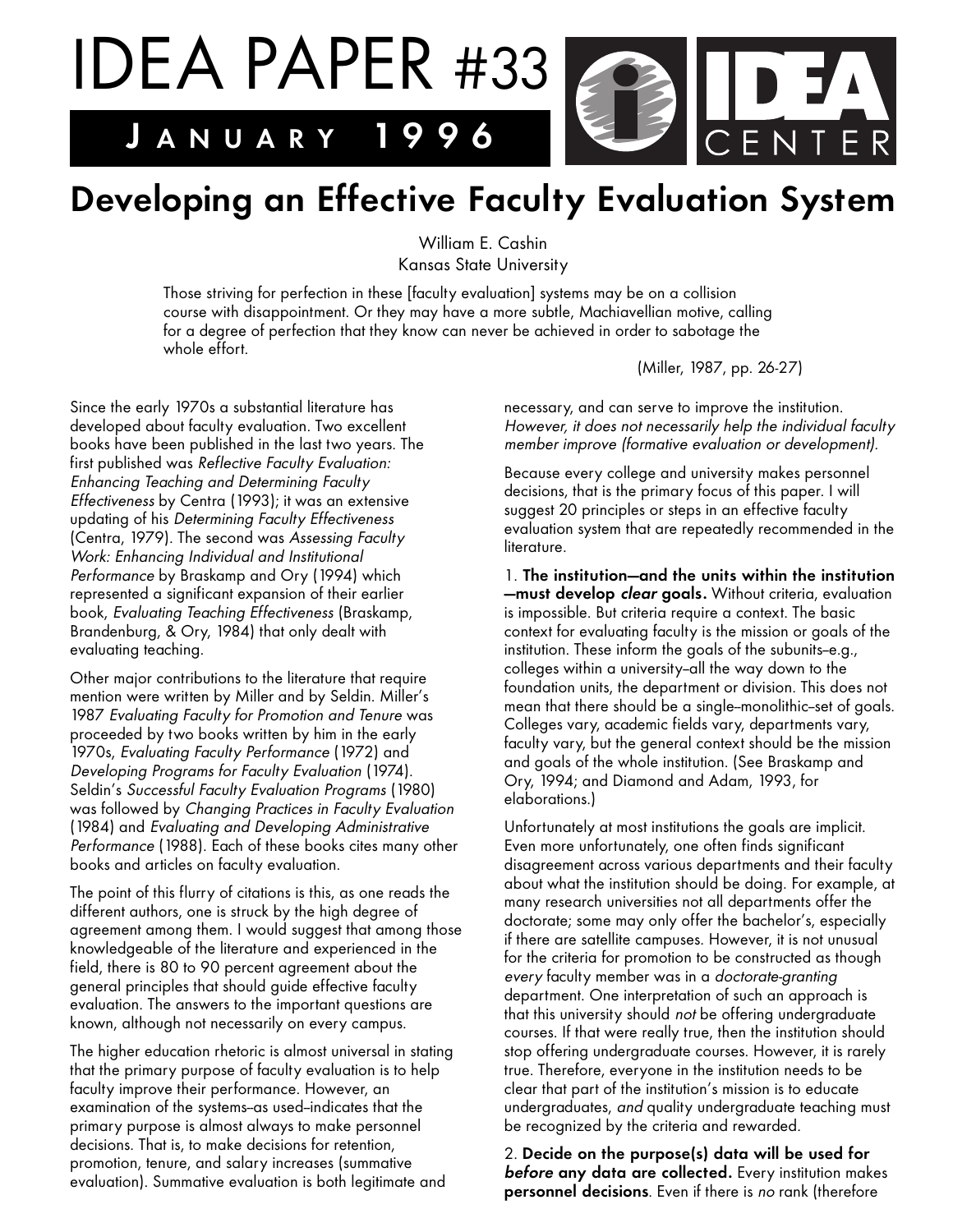# IDEA PAPER #33

**JANUARY 1996**

IDEA CENTER

# Developing an Effective Faculty Evaluation System

William E. Cashin
Kansas State University

> Those striving for perfection in these [faculty evaluation] systems may be on a collision course with disappointment. Or they may have a more subtle, Machiavellian motive, calling for a degree of perfection that they know can never be achieved in order to sabotage the whole effort.
>
> (Miller, 1987, pp. 26-27)

Since the early 1970s a substantial literature has developed about faculty evaluation. Two excellent books have been published in the last two years. The first published was *Reflective Faculty Evaluation: Enhancing Teaching and Determining Faculty Effectiveness* by Centra (1993); it was an extensive updating of his *Determining Faculty Effectiveness* (Centra, 1979). The second was *Assessing Faculty Work: Enhancing Individual and Institutional Performance* by Braskamp and Ory (1994) which represented a significant expansion of their earlier book, *Evaluating Teaching Effectiveness* (Braskamp, Brandenburg, & Ory, 1984) that only dealt with evaluating teaching.

Other major contributions to the literature that require mention were written by Miller and by Seldin. Miller's 1987 *Evaluating Faculty for Promotion and Tenure* was proceeded by two books written by him in the early 1970s, *Evaluating Faculty Performance* (1972) and *Developing Programs for Faculty Evaluation* (1974). Seldin's *Successful Faculty Evaluation Programs* (1980) was followed by *Changing Practices in Faculty Evaluation* (1984) and *Evaluating and Developing Administrative Performance* (1988). Each of these books cites many other books and articles on faculty evaluation.

The point of this flurry of citations is this, as one reads the different authors, one is struck by the high degree of agreement among them. I would suggest that among those knowledgeable of the literature and experienced in the field, there is 80 to 90 percent agreement about the general principles that should guide effective faculty evaluation. The answers to the important questions are known, although not necessarily on every campus.

The higher education rhetoric is almost universal in stating that the primary purpose of faculty evaluation is to help faculty improve their performance. However, an examination of the systems–as used–indicates that the primary purpose is almost always to make personnel decisions. That is, to make decisions for retention, promotion, tenure, and salary increases (summative evaluation). Summative evaluation is both legitimate and necessary, and can serve to improve the institution. *However, it does not necessarily help the individual faculty member improve (formative evaluation or development).*

Because every college and university makes personnel decisions, that is the primary focus of this paper. I will suggest 20 principles or steps in an effective faculty evaluation system that are repeatedly recommended in the literature.

1. **The institution—and the units within the institution —must develop *clear* goals.** Without criteria, evaluation is impossible. But criteria require a context. The basic context for evaluating faculty is the mission or goals of the institution. These inform the goals of the subunits–e.g., colleges within a university–all the way down to the foundation units, the department or division. This does not mean that there should be a single–monolithic–set of goals. Colleges vary, academic fields vary, departments vary, faculty vary, but the general context should be the mission and goals of the whole institution. (See Braskamp and Ory, 1994; and Diamond and Adam, 1993, for elaborations.)

Unfortunately at most institutions the goals are implicit. Even more unfortunately, one often finds significant disagreement across various departments and their faculty about what the institution should be doing. For example, at many research universities not all departments offer the doctorate; some may only offer the bachelor's, especially if there are satellite campuses. However, it is not unusual for the criteria for promotion to be constructed as though *every* faculty member was in a *doctorate-granting* department. One interpretation of such an approach is that this university should *not* be offering undergraduate courses. If that were really true, then the institution should stop offering undergraduate courses. However, it is rarely true. Therefore, everyone in the institution needs to be clear that part of the institution's mission is to educate undergraduates, *and* quality undergraduate teaching must be recognized by the criteria and rewarded.

2. **Decide on the purpose(s) data will be used for *before* any data are collected.** Every institution makes **personnel decisions**. Even if there is *no* rank (therefore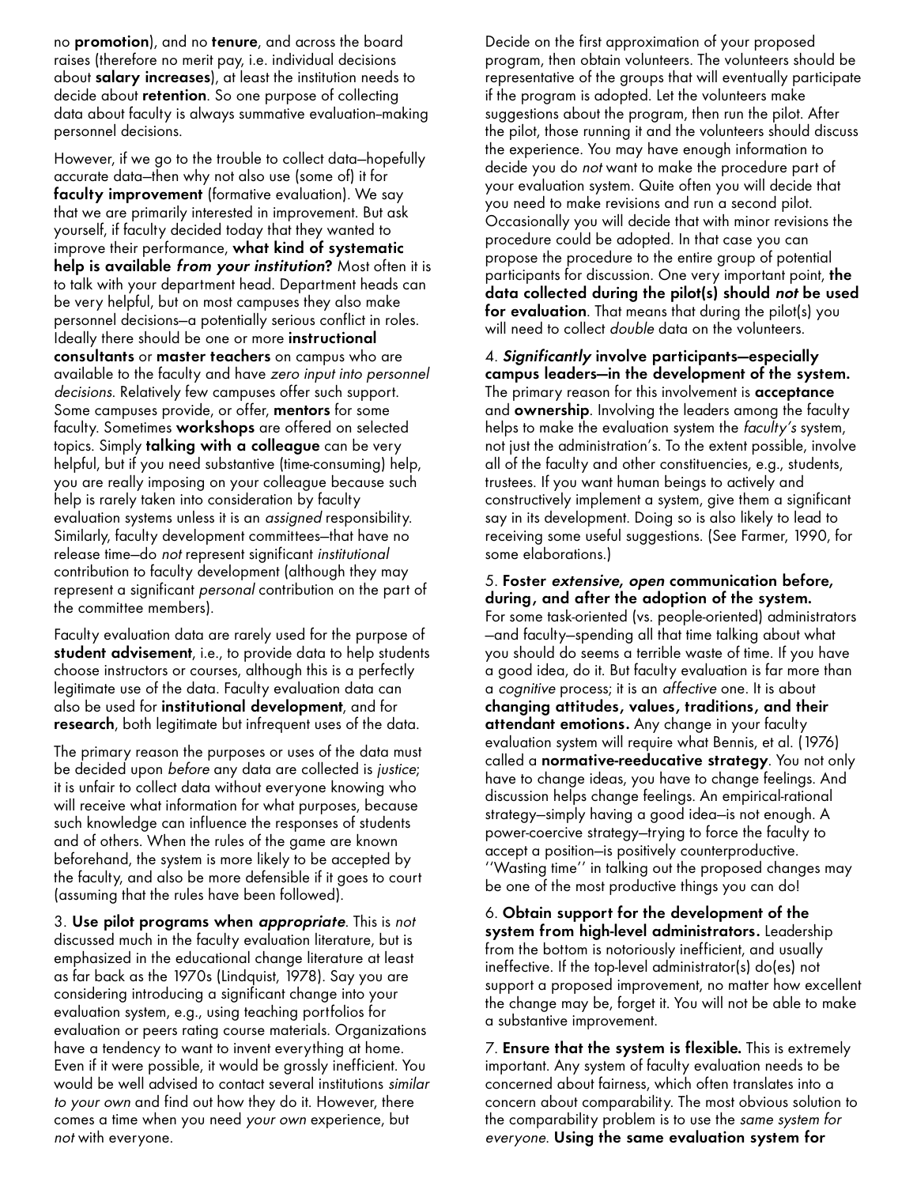no **promotion**), and no **tenure**, and across the board raises (therefore no merit pay, i.e. individual decisions about **salary increases**), at least the institution needs to decide about **retention**. So one purpose of collecting data about faculty is always summative evaluation–making personnel decisions.

However, if we go to the trouble to collect data—hopefully accurate data—then why not also use (some of) it for **faculty improvement** (formative evaluation). We say that we are primarily interested in improvement. But ask yourself, if faculty decided today that they wanted to improve their performance, **what kind of systematic help is available *from your institution*?** Most often it is to talk with your department head. Department heads can be very helpful, but on most campuses they also make personnel decisions—a potentially serious conflict in roles. Ideally there should be one or more **instructional consultants** or **master teachers** on campus who are available to the faculty and have *zero input into personnel decisions*. Relatively few campuses offer such support. Some campuses provide, or offer, **mentors** for some faculty. Sometimes **workshops** are offered on selected topics. Simply **talking with a colleague** can be very helpful, but if you need substantive (time-consuming) help, you are really imposing on your colleague because such help is rarely taken into consideration by faculty evaluation systems unless it is an *assigned* responsibility. Similarly, faculty development committees—that have no release time—do *not* represent significant *institutional* contribution to faculty development (although they may represent a significant *personal* contribution on the part of the committee members).

Faculty evaluation data are rarely used for the purpose of **student advisement**, i.e., to provide data to help students choose instructors or courses, although this is a perfectly legitimate use of the data. Faculty evaluation data can also be used for **institutional development**, and for **research**, both legitimate but infrequent uses of the data.

The primary reason the purposes or uses of the data must be decided upon *before* any data are collected is *justice*; it is unfair to collect data without everyone knowing who will receive what information for what purposes, because such knowledge can influence the responses of students and of others. When the rules of the game are known beforehand, the system is more likely to be accepted by the faculty, and also be more defensible if it goes to court (assuming that the rules have been followed).

3. **Use pilot programs when *appropriate***. This is *not* discussed much in the faculty evaluation literature, but is emphasized in the educational change literature at least as far back as the 1970s (Lindquist, 1978). Say you are considering introducing a significant change into your evaluation system, e.g., using teaching portfolios for evaluation or peers rating course materials. Organizations have a tendency to want to invent everything at home. Even if it were possible, it would be grossly inefficient. You would be well advised to contact several institutions *similar to your own* and find out how they do it. However, there comes a time when you need *your own* experience, but *not* with everyone.

Decide on the first approximation of your proposed program, then obtain volunteers. The volunteers should be representative of the groups that will eventually participate if the program is adopted. Let the volunteers make suggestions about the program, then run the pilot. After the pilot, those running it and the volunteers should discuss the experience. You may have enough information to decide you do *not* want to make the procedure part of your evaluation system. Quite often you will decide that you need to make revisions and run a second pilot. Occasionally you will decide that with minor revisions the procedure could be adopted. In that case you can propose the procedure to the entire group of potential participants for discussion. One very important point, **the data collected during the pilot(s) should *not* be used for evaluation**. That means that during the pilot(s) you will need to collect *double* data on the volunteers.

4. ***Significantly* involve participants—especially campus leaders—in the development of the system.** The primary reason for this involvement is **acceptance** and **ownership**. Involving the leaders among the faculty helps to make the evaluation system the *faculty's* system, not just the administration's. To the extent possible, involve all of the faculty and other constituencies, e.g., students, trustees. If you want human beings to actively and constructively implement a system, give them a significant say in its development. Doing so is also likely to lead to receiving some useful suggestions. (See Farmer, 1990, for some elaborations.)

5. **Foster *extensive, open* communication before, during, and after the adoption of the system.** For some task-oriented (vs. people-oriented) administrators—and faculty—spending all that time talking about what you should do seems a terrible waste of time. If you have a good idea, do it. But faculty evaluation is far more than a *cognitive* process; it is an *affective* one. It is about **changing attitudes, values, traditions, and their attendant emotions.** Any change in your faculty evaluation system will require what Bennis, et al. (1976) called a **normative-reeducative strategy**. You not only have to change ideas, you have to change feelings. And discussion helps change feelings. An empirical-rational strategy—simply having a good idea—is not enough. A power-coercive strategy—trying to force the faculty to accept a position—is positively counterproductive. ''Wasting time'' in talking out the proposed changes may be one of the most productive things you can do!

6. **Obtain support for the development of the system from high-level administrators.** Leadership from the bottom is notoriously inefficient, and usually ineffective. If the top-level administrator(s) do(es) not support a proposed improvement, no matter how excellent the change may be, forget it. You will not be able to make a substantive improvement.

7. **Ensure that the system is flexible.** This is extremely important. Any system of faculty evaluation needs to be concerned about fairness, which often translates into a concern about comparability. The most obvious solution to the comparability problem is to use the *same system for everyone*. **Using the same evaluation system for**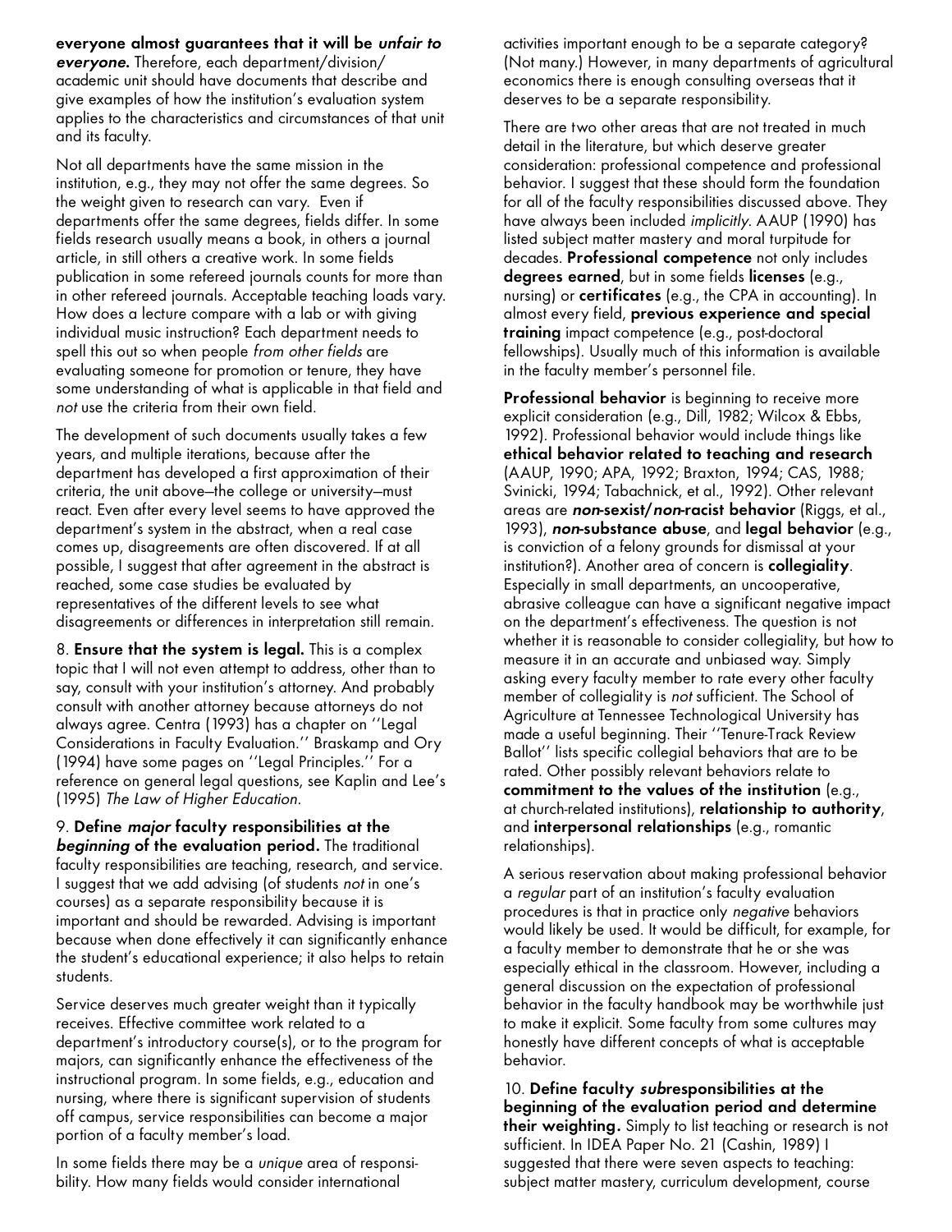**everyone almost guarantees that it will be *unfair to everyone*.** Therefore, each department/division/ academic unit should have documents that describe and give examples of how the institution's evaluation system applies to the characteristics and circumstances of that unit and its faculty.

Not all departments have the same mission in the institution, e.g., they may not offer the same degrees. So the weight given to research can vary. Even if departments offer the same degrees, fields differ. In some fields research usually means a book, in others a journal article, in still others a creative work. In some fields publication in some refereed journals counts for more than in other refereed journals. Acceptable teaching loads vary. How does a lecture compare with a lab or with giving individual music instruction? Each department needs to spell this out so when people *from other fields* are evaluating someone for promotion or tenure, they have some understanding of what is applicable in that field and *not* use the criteria from their own field.

The development of such documents usually takes a few years, and multiple iterations, because after the department has developed a first approximation of their criteria, the unit above—the college or university—must react. Even after every level seems to have approved the department's system in the abstract, when a real case comes up, disagreements are often discovered. If at all possible, I suggest that after agreement in the abstract is reached, some case studies be evaluated by representatives of the different levels to see what disagreements or differences in interpretation still remain.

8. **Ensure that the system is legal.** This is a complex topic that I will not even attempt to address, other than to say, consult with your institution's attorney. And probably consult with another attorney because attorneys do not always agree. Centra (1993) has a chapter on ''Legal Considerations in Faculty Evaluation.'' Braskamp and Ory (1994) have some pages on ''Legal Principles.'' For a reference on general legal questions, see Kaplin and Lee's (1995) *The Law of Higher Education*.

9. **Define *major* faculty responsibilities at the *beginning* of the evaluation period.** The traditional faculty responsibilities are teaching, research, and service. I suggest that we add advising (of students *not* in one's courses) as a separate responsibility because it is important and should be rewarded. Advising is important because when done effectively it can significantly enhance the student's educational experience; it also helps to retain students.

Service deserves much greater weight than it typically receives. Effective committee work related to a department's introductory course(s), or to the program for majors, can significantly enhance the effectiveness of the instructional program. In some fields, e.g., education and nursing, where there is significant supervision of students off campus, service responsibilities can become a major portion of a faculty member's load.

In some fields there may be a *unique* area of responsibility. How many fields would consider international activities important enough to be a separate category? (Not many.) However, in many departments of agricultural economics there is enough consulting overseas that it deserves to be a separate responsibility.

There are two other areas that are not treated in much detail in the literature, but which deserve greater consideration: professional competence and professional behavior. I suggest that these should form the foundation for all of the faculty responsibilities discussed above. They have always been included *implicitly*. AAUP (1990) has listed subject matter mastery and moral turpitude for decades. **Professional competence** not only includes **degrees earned**, but in some fields **licenses** (e.g., nursing) or **certificates** (e.g., the CPA in accounting). In almost every field, **previous experience and special training** impact competence (e.g., post-doctoral fellowships). Usually much of this information is available in the faculty member's personnel file.

**Professional behavior** is beginning to receive more explicit consideration (e.g., Dill, 1982; Wilcox & Ebbs, 1992). Professional behavior would include things like **ethical behavior related to teaching and research** (AAUP, 1990; APA, 1992; Braxton, 1994; CAS, 1988; Svinicki, 1994; Tabachnick, et al., 1992). Other relevant areas are ***non*-sexist/*non*-racist behavior** (Riggs, et al., 1993), ***non*-substance abuse**, and **legal behavior** (e.g., is conviction of a felony grounds for dismissal at your institution?). Another area of concern is **collegiality**. Especially in small departments, an uncooperative, abrasive colleague can have a significant negative impact on the department's effectiveness. The question is not whether it is reasonable to consider collegiality, but how to measure it in an accurate and unbiased way. Simply asking every faculty member to rate every other faculty member of collegiality is *not* sufficient. The School of Agriculture at Tennessee Technological University has made a useful beginning. Their ''Tenure-Track Review Ballot'' lists specific collegial behaviors that are to be rated. Other possibly relevant behaviors relate to **commitment to the values of the institution** (e.g., at church-related institutions), **relationship to authority**, and **interpersonal relationships** (e.g., romantic relationships).

A serious reservation about making professional behavior a *regular* part of an institution's faculty evaluation procedures is that in practice only *negative* behaviors would likely be used. It would be difficult, for example, for a faculty member to demonstrate that he or she was especially ethical in the classroom. However, including a general discussion on the expectation of professional behavior in the faculty handbook may be worthwhile just to make it explicit. Some faculty from some cultures may honestly have different concepts of what is acceptable behavior.

10. **Define faculty *sub*responsibilities at the beginning of the evaluation period and determine their weighting.** Simply to list teaching or research is not sufficient. In IDEA Paper No. 21 (Cashin, 1989) I suggested that there were seven aspects to teaching: subject matter mastery, curriculum development, course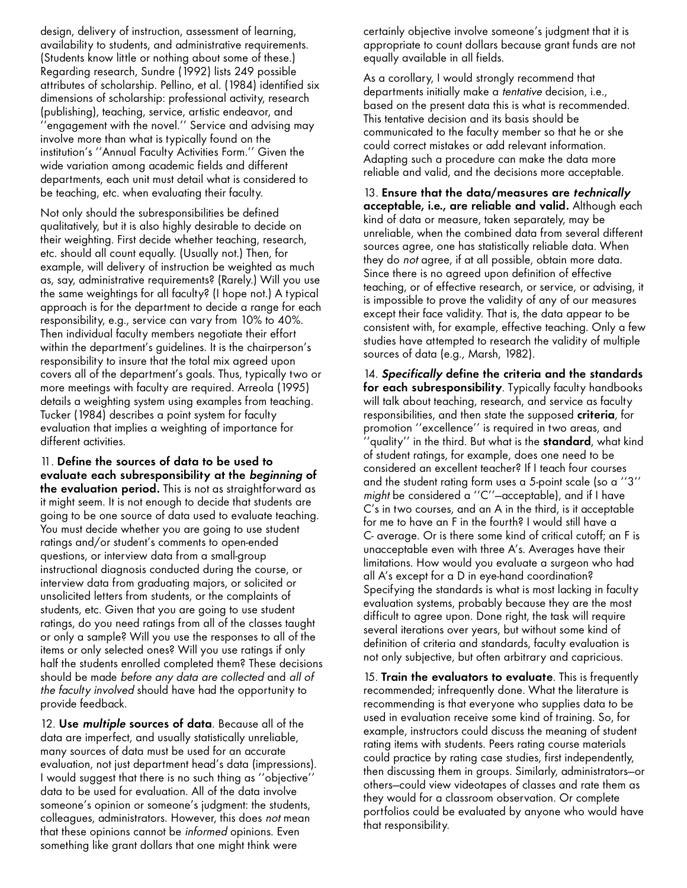design, delivery of instruction, assessment of learning, availability to students, and administrative requirements. (Students know little or nothing about some of these.) Regarding research, Sundre (1992) lists 249 possible attributes of scholarship. Pellino, et al. (1984) identified six dimensions of scholarship: professional activity, research (publishing), teaching, service, artistic endeavor, and ''engagement with the novel.'' Service and advising may involve more than what is typically found on the institution's ''Annual Faculty Activities Form.'' Given the wide variation among academic fields and different departments, each unit must detail what is considered to be teaching, etc. when evaluating their faculty.

Not only should the subresponsibilities be defined qualitatively, but it is also highly desirable to decide on their weighting. First decide whether teaching, research, etc. should all count equally. (Usually not.) Then, for example, will delivery of instruction be weighted as much as, say, administrative requirements? (Rarely.) Will you use the same weightings for all faculty? (I hope not.) A typical approach is for the department to decide a range for each responsibility, e.g., service can vary from 10% to 40%. Then individual faculty members negotiate their effort within the department's guidelines. It is the chairperson's responsibility to insure that the total mix agreed upon covers all of the department's goals. Thus, typically two or more meetings with faculty are required. Arreola (1995) details a weighting system using examples from teaching. Tucker (1984) describes a point system for faculty evaluation that implies a weighting of importance for different activities.

11. **Define the sources of data to be used to evaluate each subresponsibility at the *beginning* of the evaluation period.** This is not as straightforward as it might seem. It is not enough to decide that students are going to be one source of data used to evaluate teaching. You must decide whether you are going to use student ratings and/or student's comments to open-ended questions, or interview data from a small-group instructional diagnosis conducted during the course, or interview data from graduating majors, or solicited or unsolicited letters from students, or the complaints of students, etc. Given that you are going to use student ratings, do you need ratings from all of the classes taught or only a sample? Will you use the responses to all of the items or only selected ones? Will you use ratings if only half the students enrolled completed them? These decisions should be made *before any data are collected* and *all of the faculty involved* should have had the opportunity to provide feedback.

12. **Use *multiple* sources of data**. Because all of the data are imperfect, and usually statistically unreliable, many sources of data must be used for an accurate evaluation, not just department head's data (impressions). I would suggest that there is no such thing as ''objective'' data to be used for evaluation. All of the data involve someone's opinion or someone's judgment: the students, colleagues, administrators. However, this does *not* mean that these opinions cannot be *informed* opinions. Even something like grant dollars that one might think were certainly objective involve someone's judgment that it is appropriate to count dollars because grant funds are not equally available in all fields.

As a corollary, I would strongly recommend that departments initially make a *tentative* decision, i.e., based on the present data this is what is recommended. This tentative decision and its basis should be communicated to the faculty member so that he or she could correct mistakes or add relevant information. Adapting such a procedure can make the data more reliable and valid, and the decisions more acceptable.

13. **Ensure that the data/measures are *technically* acceptable, i.e., are reliable and valid.** Although each kind of data or measure, taken separately, may be unreliable, when the combined data from several different sources agree, one has statistically reliable data. When they do *not* agree, if at all possible, obtain more data. Since there is no agreed upon definition of effective teaching, or of effective research, or service, or advising, it is impossible to prove the validity of any of our measures except their face validity. That is, the data appear to be consistent with, for example, effective teaching. Only a few studies have attempted to research the validity of multiple sources of data (e.g., Marsh, 1982).

14. ***Specifically* define the criteria and the standards for each subresponsibility**. Typically faculty handbooks will talk about teaching, research, and service as faculty responsibilities, and then state the supposed **criteria**, for promotion ''excellence'' is required in two areas, and ''quality'' in the third. But what is the **standard**, what kind of student ratings, for example, does one need to be considered an excellent teacher? If I teach four courses and the student rating form uses a 5-point scale (so a ''3'' *might* be considered a ''C''—acceptable), and if I have C's in two courses, and an A in the third, is it acceptable for me to have an F in the fourth? I would still have a C- average. Or is there some kind of critical cutoff; an F is unacceptable even with three A's. Averages have their limitations. How would you evaluate a surgeon who had all A's except for a D in eye-hand coordination? Specifying the standards is what is most lacking in faculty evaluation systems, probably because they are the most difficult to agree upon. Done right, the task will require several iterations over years, but without some kind of definition of criteria and standards, faculty evaluation is not only subjective, but often arbitrary and capricious.

15. **Train the evaluators to evaluate**. This is frequently recommended; infrequently done. What the literature is recommending is that everyone who supplies data to be used in evaluation receive some kind of training. So, for example, instructors could discuss the meaning of student rating items with students. Peers rating course materials could practice by rating case studies, first independently, then discussing them in groups. Similarly, administrators—or others—could view videotapes of classes and rate them as they would for a classroom observation. Or complete portfolios could be evaluated by anyone who would have that responsibility.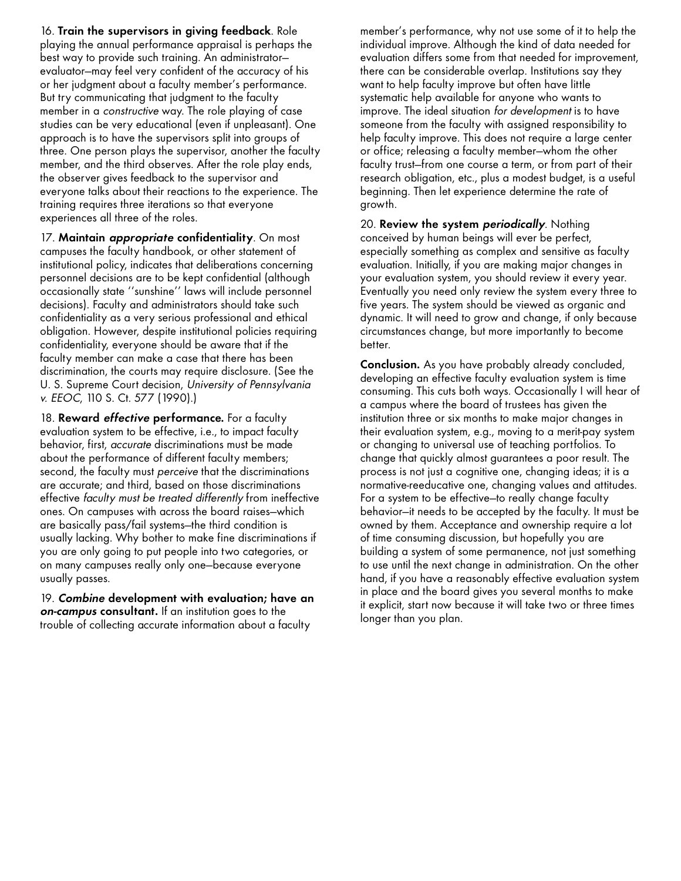16. **Train the supervisors in giving feedback**. Role playing the annual performance appraisal is perhaps the best way to provide such training. An administrator—evaluator—may feel very confident of the accuracy of his or her judgment about a faculty member's performance. But try communicating that judgment to the faculty member in a *constructive* way. The role playing of case studies can be very educational (even if unpleasant). One approach is to have the supervisors split into groups of three. One person plays the supervisor, another the faculty member, and the third observes. After the role play ends, the observer gives feedback to the supervisor and everyone talks about their reactions to the experience. The training requires three iterations so that everyone experiences all three of the roles.

17. **Maintain *appropriate* confidentiality**. On most campuses the faculty handbook, or other statement of institutional policy, indicates that deliberations concerning personnel decisions are to be kept confidential (although occasionally state ''sunshine'' laws will include personnel decisions). Faculty and administrators should take such confidentiality as a very serious professional and ethical obligation. However, despite institutional policies requiring confidentiality, everyone should be aware that if the faculty member can make a case that there has been discrimination, the courts may require disclosure. (See the U. S. Supreme Court decision, *University of Pennsylvania v. EEOC*, 110 S. Ct. 577 (1990).)

18. **Reward *effective* performance.** For a faculty evaluation system to be effective, i.e., to impact faculty behavior, first, *accurate* discriminations must be made about the performance of different faculty members; second, the faculty must *perceive* that the discriminations are accurate; and third, based on those discriminations effective *faculty must be treated differently* from ineffective ones. On campuses with across the board raises—which are basically pass/fail systems—the third condition is usually lacking. Why bother to make fine discriminations if you are only going to put people into two categories, or on many campuses really only one—because everyone usually passes.

19. ***Combine* development with evaluation; have an *on-campus* consultant.** If an institution goes to the trouble of collecting accurate information about a faculty member's performance, why not use some of it to help the individual improve. Although the kind of data needed for evaluation differs some from that needed for improvement, there can be considerable overlap. Institutions say they want to help faculty improve but often have little systematic help available for anyone who wants to improve. The ideal situation *for development* is to have someone from the faculty with assigned responsibility to help faculty improve. This does not require a large center or office; releasing a faculty member—whom the other faculty trust—from one course a term, or from part of their research obligation, etc., plus a modest budget, is a useful beginning. Then let experience determine the rate of growth.

20. **Review the system *periodically***. Nothing conceived by human beings will ever be perfect, especially something as complex and sensitive as faculty evaluation. Initially, if you are making major changes in your evaluation system, you should review it every year. Eventually you need only review the system every three to five years. The system should be viewed as organic and dynamic. It will need to grow and change, if only because circumstances change, but more importantly to become better.

**Conclusion.** As you have probably already concluded, developing an effective faculty evaluation system is time consuming. This cuts both ways. Occasionally I will hear of a campus where the board of trustees has given the institution three or six months to make major changes in their evaluation system, e.g., moving to a merit-pay system or changing to universal use of teaching portfolios. To change that quickly almost guarantees a poor result. The process is not just a cognitive one, changing ideas; it is a normative-reeducative one, changing values and attitudes. For a system to be effective—to really change faculty behavior—it needs to be accepted by the faculty. It must be owned by them. Acceptance and ownership require a lot of time consuming discussion, but hopefully you are building a system of some permanence, not just something to use until the next change in administration. On the other hand, if you have a reasonably effective evaluation system in place and the board gives you several months to make it explicit, start now because it will take two or three times longer than you plan.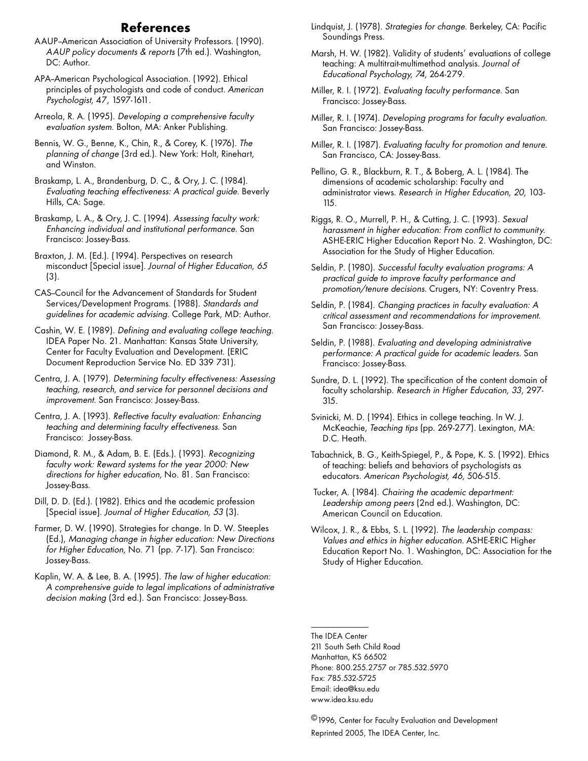## References

AAUP–American Association of University Professors. (1990). *AAUP policy documents & reports* (7th ed.). Washington, DC: Author.

APA–American Psychological Association. (1992). Ethical principles of psychologists and code of conduct. *American Psychologist, 47*, 1597-1611.

Arreola, R. A. (1995). *Developing a comprehensive faculty evaluation system.* Bolton, MA: Anker Publishing.

Bennis, W. G., Benne, K., Chin, R., & Corey, K. (1976). *The planning of change* (3rd ed.). New York: Holt, Rinehart, and Winston.

Braskamp, L. A., Brandenburg, D. C., & Ory, J. C. (1984). *Evaluating teaching effectiveness: A practical guide.* Beverly Hills, CA: Sage.

Braskamp, L. A., & Ory, J. C. (1994). *Assessing faculty work: Enhancing individual and institutional performance.* San Francisco: Jossey-Bass.

Braxton, J. M. (Ed.). (1994). Perspectives on research misconduct [Special issue]. *Journal of Higher Education, 65* (3).

CAS–Council for the Advancement of Standards for Student Services/Development Programs. (1988). *Standards and guidelines for academic advising.* College Park, MD: Author.

Cashin, W. E. (1989). *Defining and evaluating college teaching.* IDEA Paper No. 21. Manhattan: Kansas State University, Center for Faculty Evaluation and Development. (ERIC Document Reproduction Service No. ED 339 731).

Centra, J. A. (1979). *Determining faculty effectiveness: Assessing teaching, research, and service for personnel decisions and improvement.* San Francisco: Jossey-Bass.

Centra, J. A. (1993). *Reflective faculty evaluation: Enhancing teaching and determining faculty effectiveness.* San Francisco: Jossey-Bass.

Diamond, R. M., & Adam, B. E. (Eds.). (1993). *Recognizing faculty work: Reward systems for the year 2000: New directions for higher education,* No. 81. San Francisco: Jossey-Bass.

Dill, D. D. (Ed.). (1982). Ethics and the academic profession [Special issue]. *Journal of Higher Education, 53* (3).

Farmer, D. W. (1990). Strategies for change. In D. W. Steeples (Ed.), *Managing change in higher education: New Directions for Higher Education,* No. 71 (pp. 7-17). San Francisco: Jossey-Bass.

Kaplin, W. A. & Lee, B. A. (1995). *The law of higher education: A comprehensive guide to legal implications of administrative decision making* (3rd ed.). San Francisco: Jossey-Bass.

Lindquist, J. (1978). *Strategies for change.* Berkeley, CA: Pacific Soundings Press.

Marsh, H. W. (1982). Validity of students' evaluations of college teaching: A multitrait-multimethod analysis. *Journal of Educational Psychology, 74,* 264-279.

Miller, R. I. (1972). *Evaluating faculty performance.* San Francisco: Jossey-Bass.

Miller, R. I. (1974). *Developing programs for faculty evaluation.* San Francisco: Jossey-Bass.

Miller, R. I. (1987). *Evaluating faculty for promotion and tenure.* San Francisco, CA: Jossey-Bass.

Pellino, G. R., Blackburn, R. T., & Boberg, A. L. (1984). The dimensions of academic scholarship: Faculty and administrator views. *Research in Higher Education, 20,* 103-115.

Riggs, R. O., Murrell, P. H., & Cutting, J. C. (1993). *Sexual harassment in higher education: From conflict to community.* ASHE-ERIC Higher Education Report No. 2. Washington, DC: Association for the Study of Higher Education.

Seldin, P. (1980). *Successful faculty evaluation programs: A practical guide to improve faculty performance and promotion/tenure decisions.* Crugers, NY: Coventry Press.

Seldin, P. (1984). *Changing practices in faculty evaluation: A critical assessment and recommendations for improvement.* San Francisco: Jossey-Bass.

Seldin, P. (1988). *Evaluating and developing administrative performance: A practical guide for academic leaders.* San Francisco: Jossey-Bass.

Sundre, D. L. (1992). The specification of the content domain of faculty scholarship. *Research in Higher Education, 33,* 297-315.

Svinicki, M. D. (1994). Ethics in college teaching. In W. J. McKeachie, *Teaching tips* (pp. 269-277). Lexington, MA: D.C. Heath.

Tabachnick, B. G., Keith-Spiegel, P., & Pope, K. S. (1992). Ethics of teaching: beliefs and behaviors of psychologists as educators. *American Psychologist, 46,* 506-515.

Tucker, A. (1984). *Chairing the academic department: Leadership among peers* (2nd ed.). Washington, DC: American Council on Education.

Wilcox, J. R., & Ebbs, S. L. (1992). *The leadership compass: Values and ethics in higher education.* ASHE-ERIC Higher Education Report No. 1. Washington, DC: Association for the Study of Higher Education.

---

The IDEA Center
211 South Seth Child Road
Manhattan, KS 66502
Phone: 800.255.2757 or 785.532.5970
Fax: 785.532-5725
Email: idea@ksu.edu
www.idea.ksu.edu

©1996, Center for Faculty Evaluation and Development
Reprinted 2005, The IDEA Center, Inc.